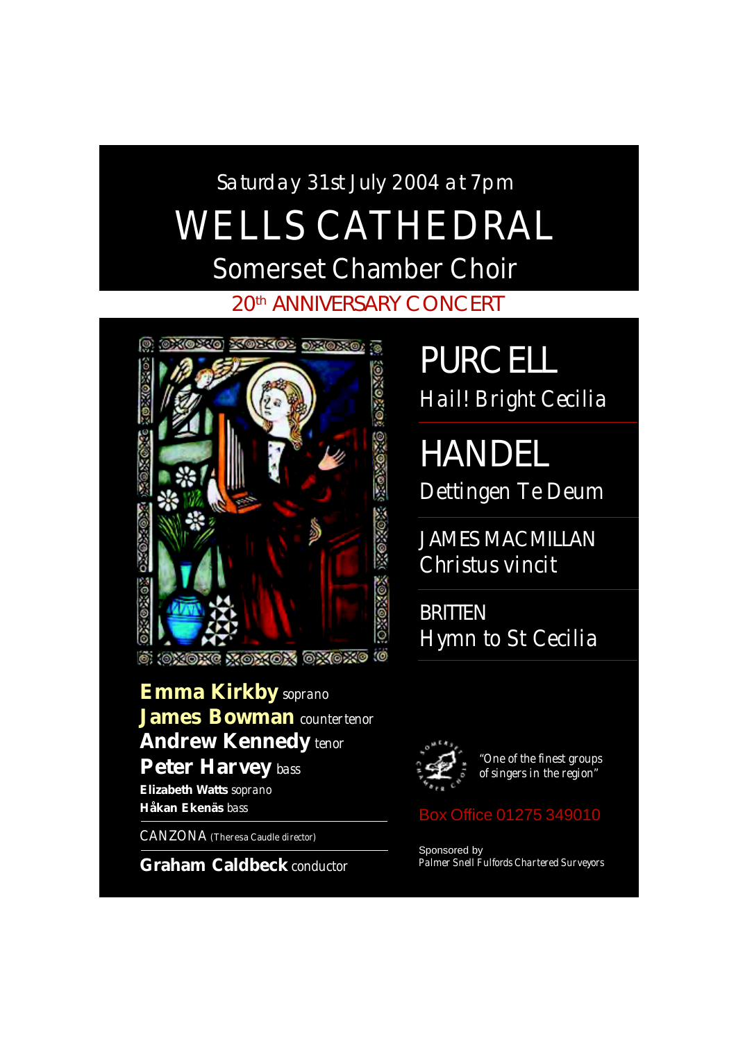Saturday 31st July 2004 at 7pm

# WELLS CATHEDRAL

## Somerset Chamber Choir

20th ANNIVERSARY CONCERT

## PURCELL
Hail! Bright Cecilia

## HANDEL
Dettingen Te Deum

### JAMES MACMILLAN
Christus vincit

### BRITTEN
Hymn to St Cecilia

**Emma Kirkby** soprano
**James Bowman** countertenor
**Andrew Kennedy** tenor
**Peter Harvey** bass
**Elizabeth Watts** soprano
**Håkan Ekenäs** bass

CANZONA (Theresa Caudle director)

**Graham Caldbeck** conductor

*"One of the finest groups of singers in the region"*

Box Office 01275 349010

Sponsored by
*Palmer Snell Fulfords Chartered Surveyors*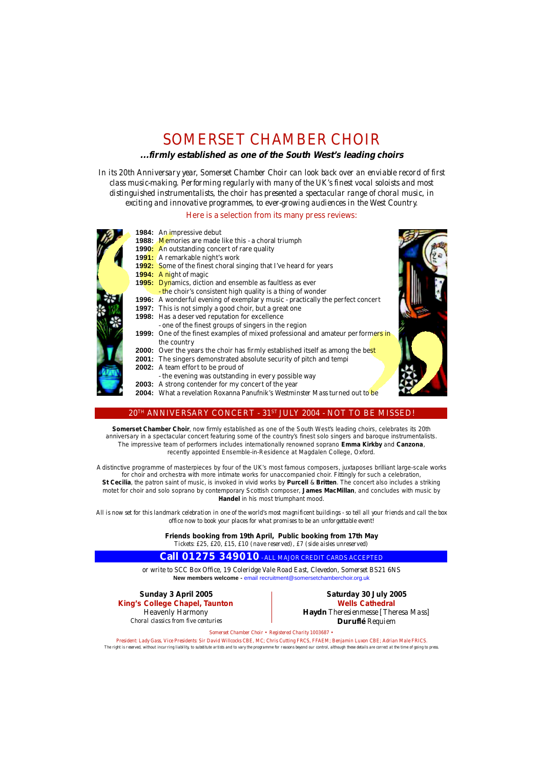# SOMERSET CHAMBER CHOIR

***...firmly established as one of the South West's leading choirs***

*In its 20th Anniversary year, Somerset Chamber Choir can look back over an enviable record of first class music-making. Performing regularly with many of the UK's finest vocal soloists and most distinguished instrumentalists, the choir has presented a spectacular range of choral music, in exciting and innovative programmes, to ever-growing audiences in the West Country.*

Here is a selection from its many press reviews:

**1984:** An impressive debut
**1988:** Memories are made like this - a choral triumph
**1990:** An outstanding concert of rare quality
**1991:** A remarkable night's work
**1992:** Some of the finest choral singing that I've heard for years
**1994:** A night of magic
**1995:** Dynamics, diction and ensemble as faultless as ever
- the choir's consistent high quality is a thing of wonder
**1996:** A wonderful evening of exemplary music - practically the perfect concert
**1997:** This is not simply a good choir, but a great one
**1998:** Has a deserved reputation for excellence
- one of the finest groups of singers in the region
**1999:** One of the finest examples of mixed professional and amateur performers in the country
**2000:** Over the years the choir has firmly established itself as among the best
**2001:** The singers demonstrated absolute security of pitch and tempi
**2002:** A team effort to be proud of
- the evening was outstanding in every possible way
**2003:** A strong contender for my concert of the year
**2004:** What a revelation Roxanna Panufnik's Westminster Mass turned out to be

## 20TH ANNIVERSARY CONCERT - 31ST JULY 2004 - NOT TO BE MISSED!

**Somerset Chamber Choir**, now firmly established as one of the South West's leading choirs, celebrates its 20th anniversary in a spectacular concert featuring some of the country's finest solo singers and baroque instrumentalists. The impressive team of performers includes internationally renowned soprano **Emma Kirkby** and **Canzona**, recently appointed Ensemble-in-Residence at Magdalen College, Oxford.

A distinctive programme of masterpieces by four of the UK's most famous composers, juxtaposes brilliant large-scale works for choir and orchestra with more intimate works for unaccompanied choir. Fittingly for such a celebration, **St Cecilia**, the patron saint of music, is invoked in vivid works by **Purcell** & **Britten**. The concert also includes a striking motet for choir and solo soprano by contemporary Scottish composer, **James MacMillan**, and concludes with music by **Handel** in his most triumphant mood.

*All is now set for this landmark celebration in one of the world's most magnificent buildings - so tell all your friends and call the box office now to book your places for what promises to be an unforgettable event!*

**Friends booking from 19th April, Public booking from 17th May**
Tickets: £25, £20, £15, £10 (nave reserved), £7 (side aisles unreserved)

**Call 01275 349010** - ALL MAJOR CREDIT CARDS ACCEPTED

or write to SCC Box Office, 19 Coleridge Vale Road East, Clevedon, Somerset BS21 6NS
**New members welcome -** email recruitment@somersetchamberchoir.org.uk

**Sunday 3 April 2005**
**King's College Chapel, Taunton**
Heavenly Harmony
Choral classics from five centuries

**Saturday 30 July 2005**
**Wells Cathedral**
**Haydn** Theresienmesse [Theresa Mass]
**Duruflé** Requiem

Somerset Chamber Choir • Registered Charity 1003687 •

President: Lady Gass, Vice Presidents: Sir David Willcocks CBE, MC; Chris Cutting FRCS, FFAEM; Benjamin Luxon CBE; Adrian Male FRICS.

The right is reserved, without incurring liability, to substitute artists and to vary the programme for reasons beyond our control, although these details are correct at the time of going to press.